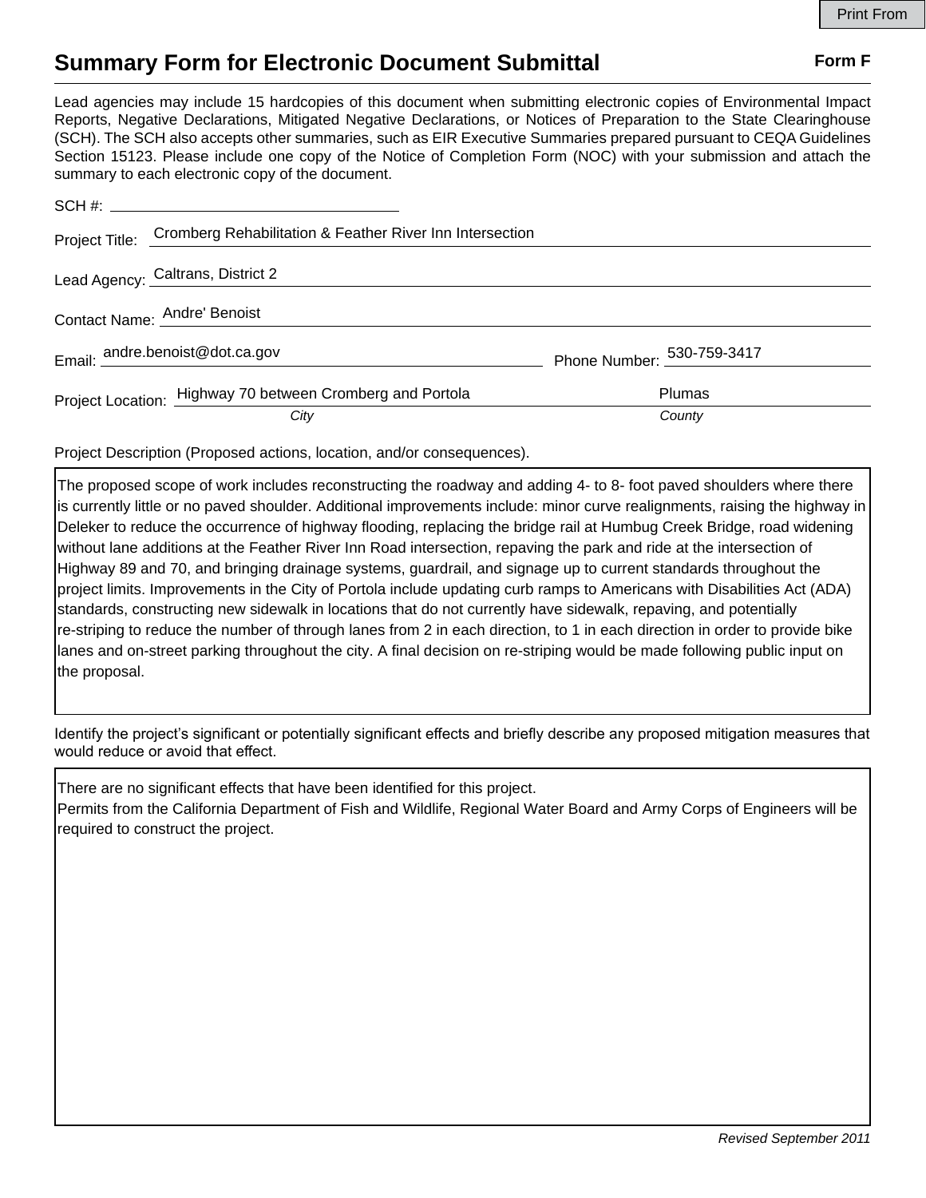Print From

# Summary Form for Electronic Document Submittal

**Form F**

Lead agencies may include 15 hardcopies of this document when submitting electronic copies of Environmental Impact Reports, Negative Declarations, Mitigated Negative Declarations, or Notices of Preparation to the State Clearinghouse (SCH). The SCH also accepts other summaries, such as EIR Executive Summaries prepared pursuant to CEQA Guidelines Section 15123. Please include one copy of the Notice of Completion Form (NOC) with your submission and attach the summary to each electronic copy of the document.

SCH #: ______________________

Project Title: Cromberg Rehabilitation & Feather River Inn Intersection

Lead Agency: Caltrans, District 2

Contact Name: Andre' Benoist

Email: andre.benoist@dot.ca.gov    Phone Number: 530-759-3417

Project Location: Highway 70 between Cromberg and Portola (*City*)    Plumas (*County*)

Project Description (Proposed actions, location, and/or consequences).

The proposed scope of work includes reconstructing the roadway and adding 4- to 8- foot paved shoulders where there is currently little or no paved shoulder. Additional improvements include: minor curve realignments, raising the highway in Deleker to reduce the occurrence of highway flooding, replacing the bridge rail at Humbug Creek Bridge, road widening without lane additions at the Feather River Inn Road intersection, repaving the park and ride at the intersection of Highway 89 and 70, and bringing drainage systems, guardrail, and signage up to current standards throughout the project limits. Improvements in the City of Portola include updating curb ramps to Americans with Disabilities Act (ADA) standards, constructing new sidewalk in locations that do not currently have sidewalk, repaving, and potentially re-striping to reduce the number of through lanes from 2 in each direction, to 1 in each direction in order to provide bike lanes and on-street parking throughout the city. A final decision on re-striping would be made following public input on the proposal.

Identify the project's significant or potentially significant effects and briefly describe any proposed mitigation measures that would reduce or avoid that effect.

There are no significant effects that have been identified for this project.
Permits from the California Department of Fish and Wildlife, Regional Water Board and Army Corps of Engineers will be required to construct the project.

*Revised September 2011*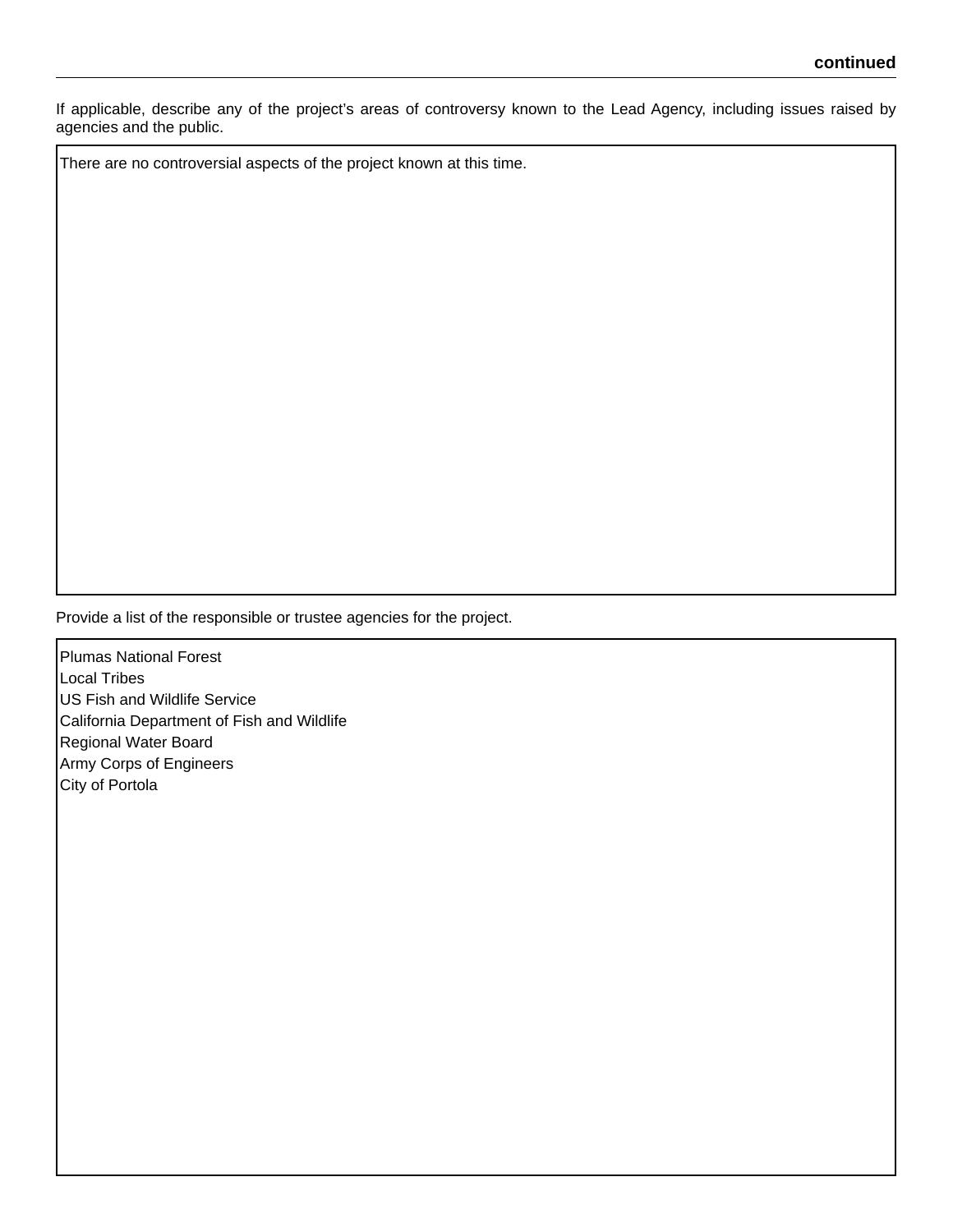**continued**

If applicable, describe any of the project's areas of controversy known to the Lead Agency, including issues raised by agencies and the public.

There are no controversial aspects of the project known at this time.

Provide a list of the responsible or trustee agencies for the project.

Plumas National Forest
Local Tribes
US Fish and Wildlife Service
California Department of Fish and Wildlife
Regional Water Board
Army Corps of Engineers
City of Portola